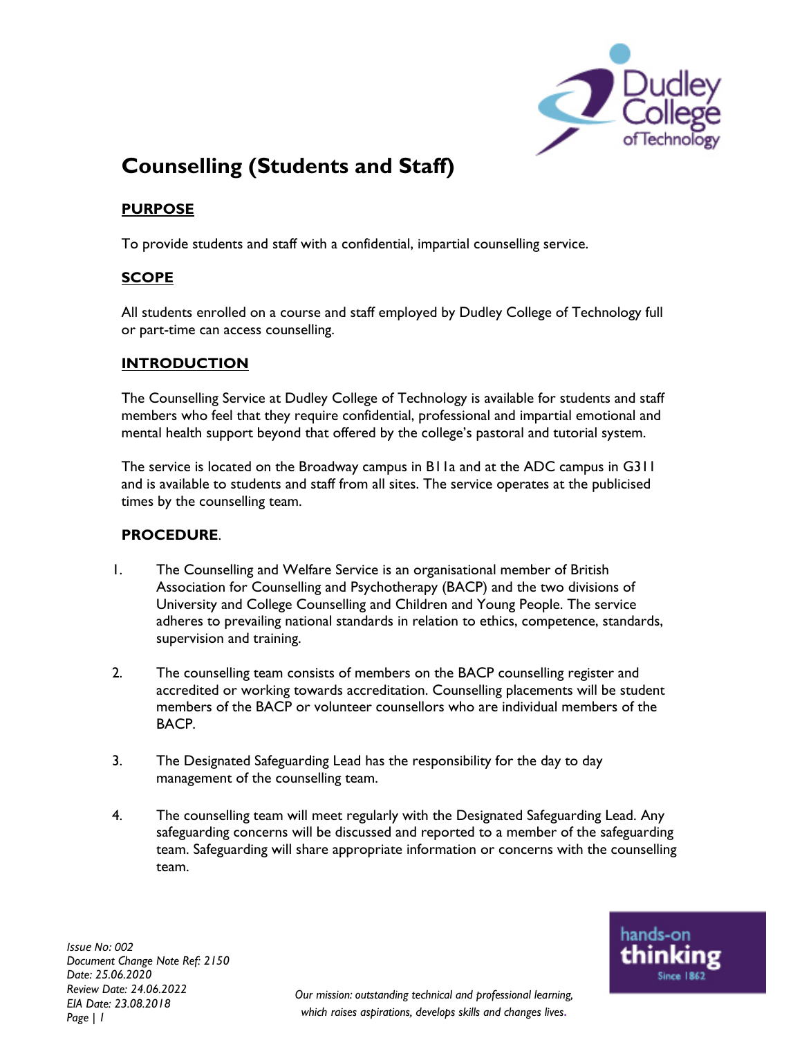# Counselling (Students and Staff)

## PURPOSE

To provide students and staff with a confidential, impartial counselling service.

## SCOPE

All students enrolled on a course and staff employed by Dudley College of Technology full or part-time can access counselling.

## INTRODUCTION

The Counselling Service at Dudley College of Technology is available for students and staff members who feel that they require confidential, professional and impartial emotional and mental health support beyond that offered by the college's pastoral and tutorial system.

The service is located on the Broadway campus in B11a and at the ADC campus in G311 and is available to students and staff from all sites. The service operates at the publicised times by the counselling team.

## PROCEDURE.

1. The Counselling and Welfare Service is an organisational member of British Association for Counselling and Psychotherapy (BACP) and the two divisions of University and College Counselling and Children and Young People. The service adheres to prevailing national standards in relation to ethics, competence, standards, supervision and training.

2. The counselling team consists of members on the BACP counselling register and accredited or working towards accreditation. Counselling placements will be student members of the BACP or volunteer counsellors who are individual members of the BACP.

3. The Designated Safeguarding Lead has the responsibility for the day to day management of the counselling team.

4. The counselling team will meet regularly with the Designated Safeguarding Lead. Any safeguarding concerns will be discussed and reported to a member of the safeguarding team. Safeguarding will share appropriate information or concerns with the counselling team.

*Issue No: 002*
*Document Change Note Ref: 2150*
*Date: 25.06.2020*
*Review Date: 24.06.2022*
*EIA Date: 23.08.2018*

*Our mission: outstanding technical and professional learning, which raises aspirations, develops skills and changes lives.*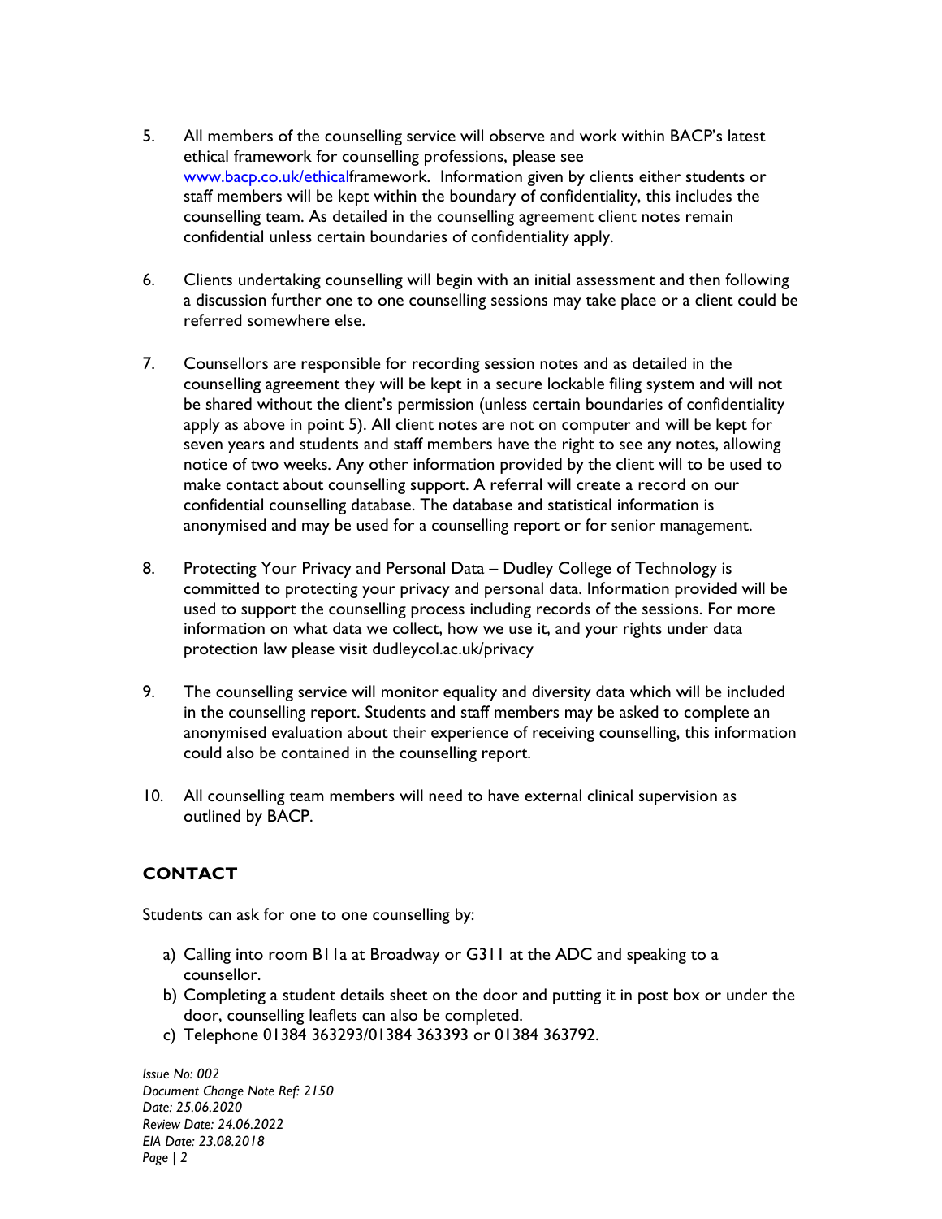5. All members of the counselling service will observe and work within BACP's latest ethical framework for counselling professions, please see www.bacp.co.uk/ethicalframework. Information given by clients either students or staff members will be kept within the boundary of confidentiality, this includes the counselling team. As detailed in the counselling agreement client notes remain confidential unless certain boundaries of confidentiality apply.

6. Clients undertaking counselling will begin with an initial assessment and then following a discussion further one to one counselling sessions may take place or a client could be referred somewhere else.

7. Counsellors are responsible for recording session notes and as detailed in the counselling agreement they will be kept in a secure lockable filing system and will not be shared without the client's permission (unless certain boundaries of confidentiality apply as above in point 5). All client notes are not on computer and will be kept for seven years and students and staff members have the right to see any notes, allowing notice of two weeks. Any other information provided by the client will to be used to make contact about counselling support. A referral will create a record on our confidential counselling database. The database and statistical information is anonymised and may be used for a counselling report or for senior management.

8. Protecting Your Privacy and Personal Data – Dudley College of Technology is committed to protecting your privacy and personal data. Information provided will be used to support the counselling process including records of the sessions. For more information on what data we collect, how we use it, and your rights under data protection law please visit dudleycol.ac.uk/privacy

9. The counselling service will monitor equality and diversity data which will be included in the counselling report. Students and staff members may be asked to complete an anonymised evaluation about their experience of receiving counselling, this information could also be contained in the counselling report.

10. All counselling team members will need to have external clinical supervision as outlined by BACP.

## CONTACT

Students can ask for one to one counselling by:

a) Calling into room B11a at Broadway or G311 at the ADC and speaking to a counsellor.
b) Completing a student details sheet on the door and putting it in post box or under the door, counselling leaflets can also be completed.
c) Telephone 01384 363293/01384 363393 or 01384 363792.

*Issue No: 002*
*Document Change Note Ref: 2150*
*Date: 25.06.2020*
*Review Date: 24.06.2022*
*EIA Date: 23.08.2018*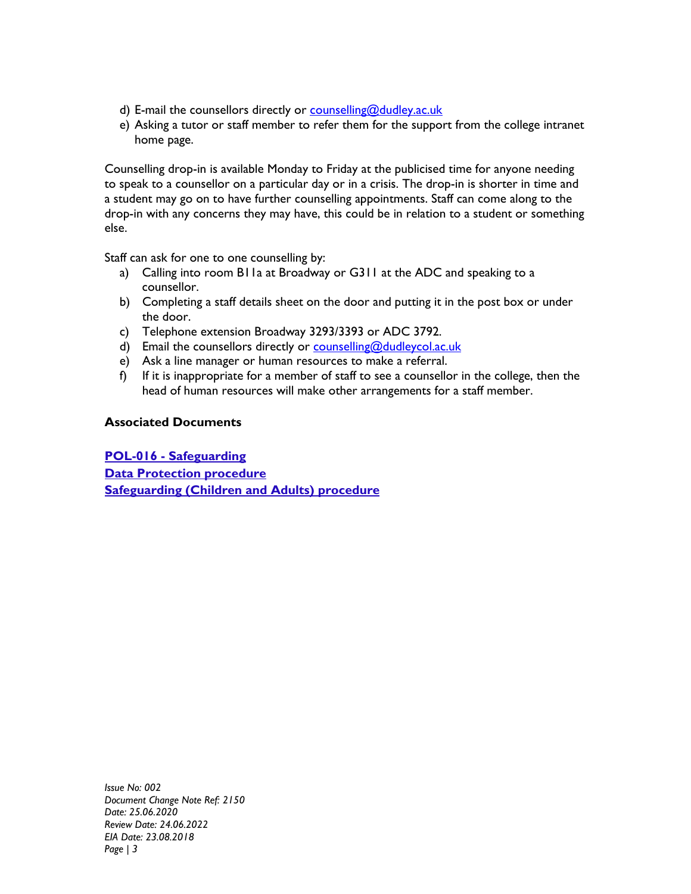d) E-mail the counsellors directly or [counselling@dudley.ac.uk](mailto:counselling@dudley.ac.uk)
e) Asking a tutor or staff member to refer them for the support from the college intranet home page.

Counselling drop-in is available Monday to Friday at the publicised time for anyone needing to speak to a counsellor on a particular day or in a crisis. The drop-in is shorter in time and a student may go on to have further counselling appointments. Staff can come along to the drop-in with any concerns they may have, this could be in relation to a student or something else.

Staff can ask for one to one counselling by:

a) Calling into room B11a at Broadway or G311 at the ADC and speaking to a counsellor.
b) Completing a staff details sheet on the door and putting it in the post box or under the door.
c) Telephone extension Broadway 3293/3393 or ADC 3792.
d) Email the counsellors directly or [counselling@dudleycol.ac.uk](mailto:counselling@dudleycol.ac.uk)
e) Ask a line manager or human resources to make a referral.
f) If it is inappropriate for a member of staff to see a counsellor in the college, then the head of human resources will make other arrangements for a staff member.

**Associated Documents**

**POL-016 - Safeguarding**
**Data Protection procedure**
**Safeguarding (Children and Adults) procedure**

*Issue No: 002*
*Document Change Note Ref: 2150*
*Date: 25.06.2020*
*Review Date: 24.06.2022*
*EIA Date: 23.08.2018*